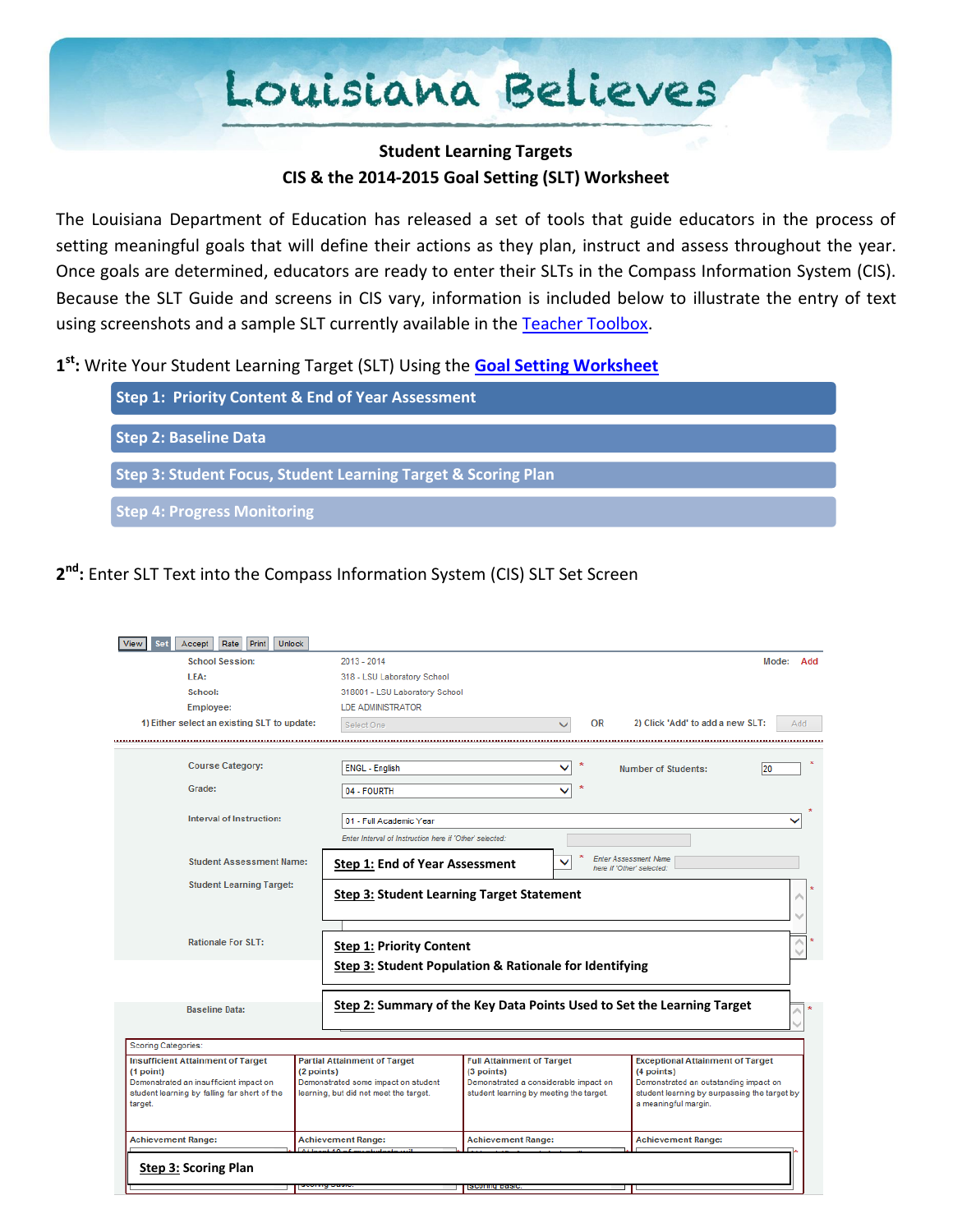# Louisiana Believes

**Student Learning Targets**
**CIS & the 2014-2015 Goal Setting (SLT) Worksheet**

The Louisiana Department of Education has released a set of tools that guide educators in the process of setting meaningful goals that will define their actions as they plan, instruct and assess throughout the year. Once goals are determined, educators are ready to enter their SLTs in the Compass Information System (CIS). Because the SLT Guide and screens in CIS vary, information is included below to illustrate the entry of text using screenshots and a sample SLT currently available in the Teacher Toolbox.

**1st:** Write Your Student Learning Target (SLT) Using the **Goal Setting Worksheet**

- **Step 1: Priority Content & End of Year Assessment**
- **Step 2: Baseline Data**
- **Step 3: Student Focus, Student Learning Target & Scoring Plan**
- **Step 4: Progress Monitoring**

**2nd:** Enter SLT Text into the Compass Information System (CIS) SLT Set Screen

View | Set | Accept | Rate | Print | Unlock

School Session: 2013 - 2014 — Mode: Add
LEA: 318 - LSU Laboratory School
School: 318001 - LSU Laboratory School
Employee: LDE ADMINISTRATOR
1) Either select an existing SLT to update: Select One — OR — 2) Click 'Add' to add a new SLT: Add

Course Category: ENGL - English * — Number of Students: 20 *
Grade: 04 - FOURTH *
Interval of Instruction: 01 - Full Academic Year *
Enter Interval of Instruction here if 'Other' selected:
Student Assessment Name: **Step 1: End of Year Assessment** * — Enter Assessment Name here if 'Other' selected:
Student Learning Target: **Step 3: Student Learning Target Statement** *
Rationale For SLT: **Step 1: Priority Content** / **Step 3: Student Population & Rationale for Identifying** *
Baseline Data: **Step 2: Summary of the Key Data Points Used to Set the Learning Target** *

Scoring Categories:

| Insufficient Attainment of Target (1 point) | Partial Attainment of Target (2 points) | Full Attainment of Target (3 points) | Exceptional Attainment of Target (4 points) |
|---|---|---|---|
| Demonstrated an insufficient impact on student learning by falling far short of the target. | Demonstrated some impact on student learning, but did not meet the target. | Demonstrated a considerable impact on student learning by meeting the target. | Demonstrated an outstanding impact on student learning by surpassing the target by a meaningful margin. |
| Achievement Range: | Achievement Range: | Achievement Range: | Achievement Range: |

**Step 3: Scoring Plan**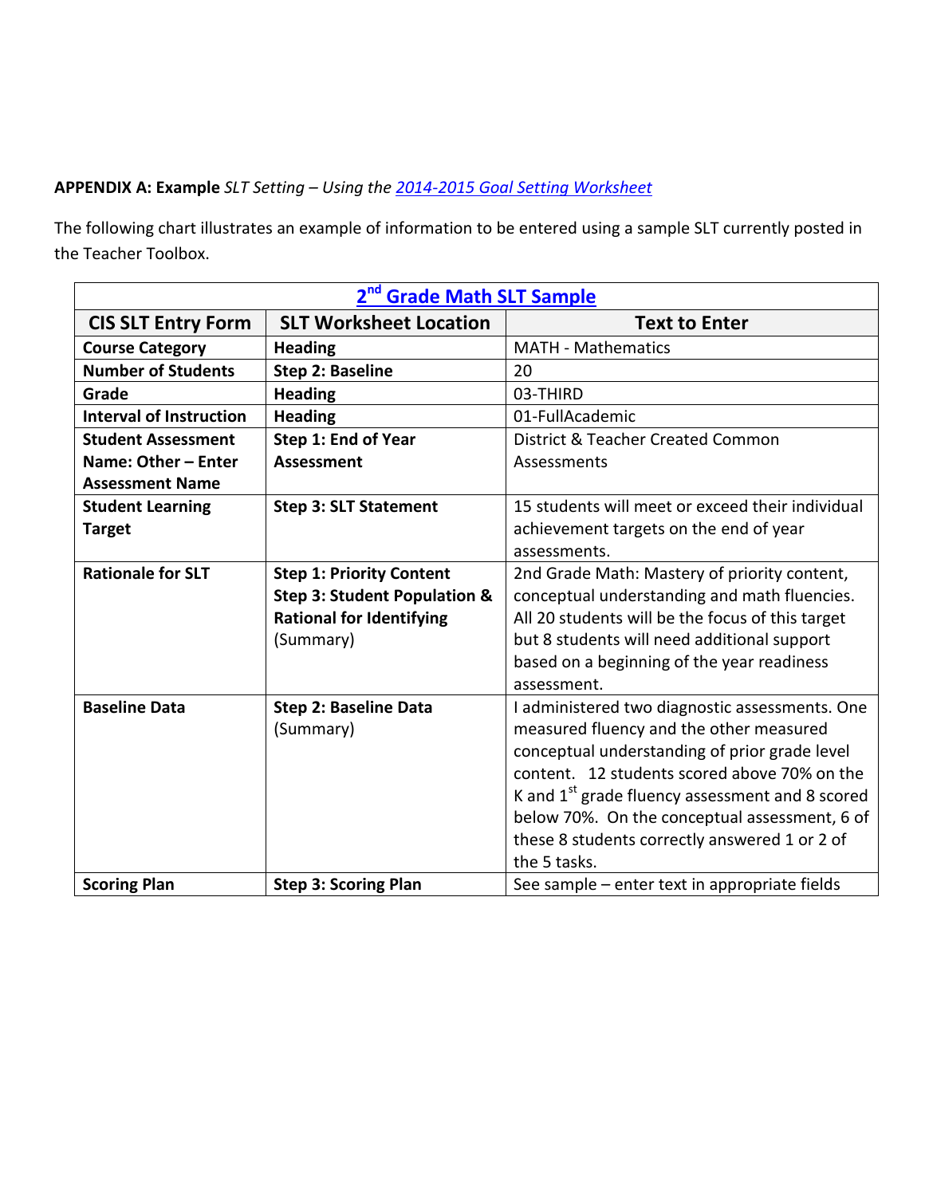**APPENDIX A: Example** *SLT Setting – Using the [2014-2015 Goal Setting Worksheet]*

The following chart illustrates an example of information to be entered using a sample SLT currently posted in the Teacher Toolbox.

| 2nd Grade Math SLT Sample | | |
|---|---|---|
| **CIS SLT Entry Form** | **SLT Worksheet Location** | **Text to Enter** |
| **Course Category** | **Heading** | MATH - Mathematics |
| **Number of Students** | **Step 2: Baseline** | 20 |
| **Grade** | **Heading** | 03-THIRD |
| **Interval of Instruction** | **Heading** | 01-FullAcademic |
| **Student Assessment Name: Other – Enter Assessment Name** | **Step 1: End of Year Assessment** | District & Teacher Created Common Assessments |
| **Student Learning Target** | **Step 3: SLT Statement** | 15 students will meet or exceed their individual achievement targets on the end of year assessments. |
| **Rationale for SLT** | **Step 1: Priority Content** **Step 3: Student Population & Rational for Identifying** (Summary) | 2nd Grade Math: Mastery of priority content, conceptual understanding and math fluencies. All 20 students will be the focus of this target but 8 students will need additional support based on a beginning of the year readiness assessment. |
| **Baseline Data** | **Step 2: Baseline Data** (Summary) | I administered two diagnostic assessments. One measured fluency and the other measured conceptual understanding of prior grade level content. 12 students scored above 70% on the K and 1st grade fluency assessment and 8 scored below 70%. On the conceptual assessment, 6 of these 8 students correctly answered 1 or 2 of the 5 tasks. |
| **Scoring Plan** | **Step 3: Scoring Plan** | See sample – enter text in appropriate fields |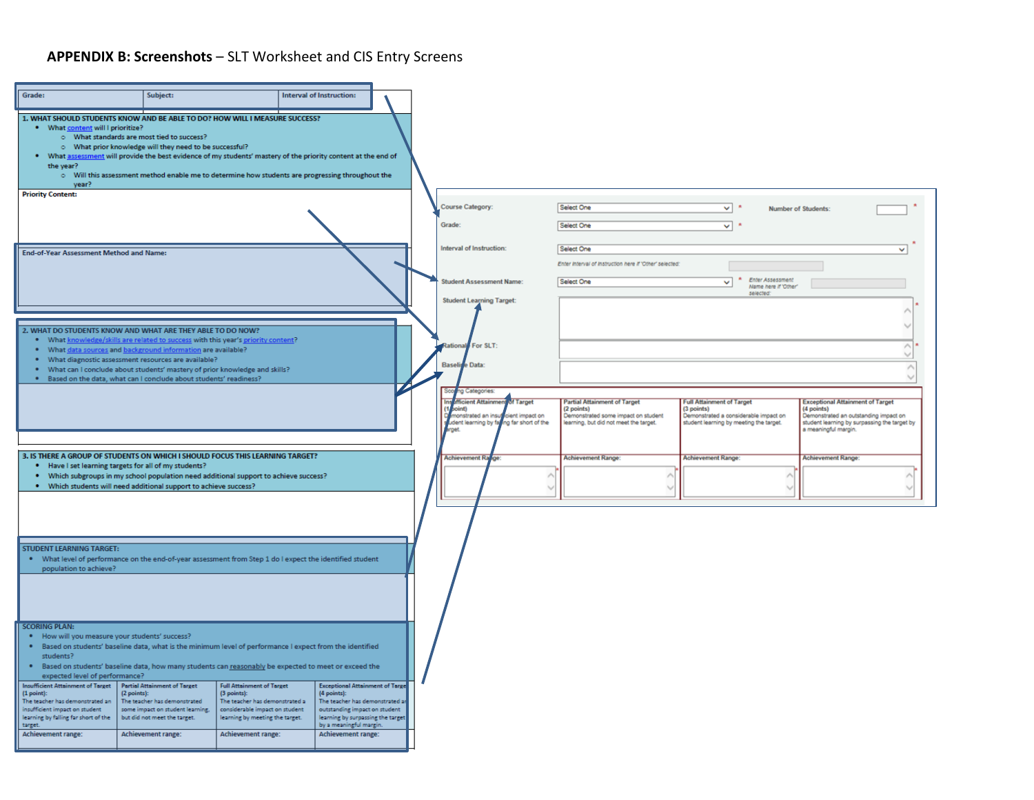**APPENDIX B: Screenshots** – SLT Worksheet and CIS Entry Screens

| Grade: | Subject: | Interval of Instruction: |
|---|---|---|

**1. WHAT SHOULD STUDENTS KNOW AND BE ABLE TO DO? HOW WILL I MEASURE SUCCESS?**

- What content will I prioritize?
  - What standards are most tied to success?
  - What prior knowledge will they need to be successful?
- What assessment will provide the best evidence of my students' mastery of the priority content at the end of the year?
  - Will this assessment method enable me to determine how students are progressing throughout the year?

Priority Content:

End-of-Year Assessment Method and Name:

**2. WHAT DO STUDENTS KNOW AND WHAT ARE THEY ABLE TO DO NOW?**

- What knowledge/skills are related to success with this year's priority content?
- What data sources and background information are available?
- What diagnostic assessment resources are available?
- What can I conclude about students' mastery of prior knowledge and skills?
- Based on the data, what can I conclude about students' readiness?

**3. IS THERE A GROUP OF STUDENTS ON WHICH I SHOULD FOCUS THIS LEARNING TARGET?**

- Have I set learning targets for all of my students?
- Which subgroups in my school population need additional support to achieve success?
- Which students will need additional support to achieve success?

STUDENT LEARNING TARGET:

- What level of performance on the end-of-year assessment from Step 1 do I expect the identified student population to achieve?

SCORING PLAN:

- How will you measure your students' success?
- Based on students' baseline data, what is the minimum level of performance I expect from the identified students?
- Based on students' baseline data, how many students can reasonably be expected to meet or exceed the expected level of performance?

| Insufficient Attainment of Target (1 point): The teacher has demonstrated an insufficient impact on student learning by falling far short of the target. | Partial Attainment of Target (2 points): The teacher has demonstrated some impact on student learning, but did not meet the target. | Full Attainment of Target (3 points): The teacher has demonstrated a considerable impact on student learning by meeting the target. | Exceptional Attainment of Target (4 points): The teacher has demonstrated an outstanding impact on student learning by surpassing the target by a meaningful margin. |
|---|---|---|---|
| Achievement range: | Achievement range: | Achievement range: | Achievement range: |

Course Category: Select One * Number of Students: *

Grade: Select One *

Interval of Instruction: Select One *

*Enter interval of instruction here if 'Other' selected:*

Student Assessment Name: Select One * *Enter Assessment Name here if 'Other' selected:*

Student Learning Target: *

Rationale For SLT: *

Baseline Data:

Scoring Categories:

| Insufficient Attainment of Target (1 point) Demonstrated an insufficient impact on student learning by falling far short of the target. | Partial Attainment of Target (2 points) Demonstrated some impact on student learning, but did not meet the target. | Full Attainment of Target (3 points) Demonstrated a considerable impact on student learning by meeting the target. | Exceptional Attainment of Target (4 points) Demonstrated an outstanding impact on student learning by surpassing the target by a meaningful margin. |
|---|---|---|---|
| Achievement Range: | Achievement Range: | Achievement Range: | Achievement Range: |